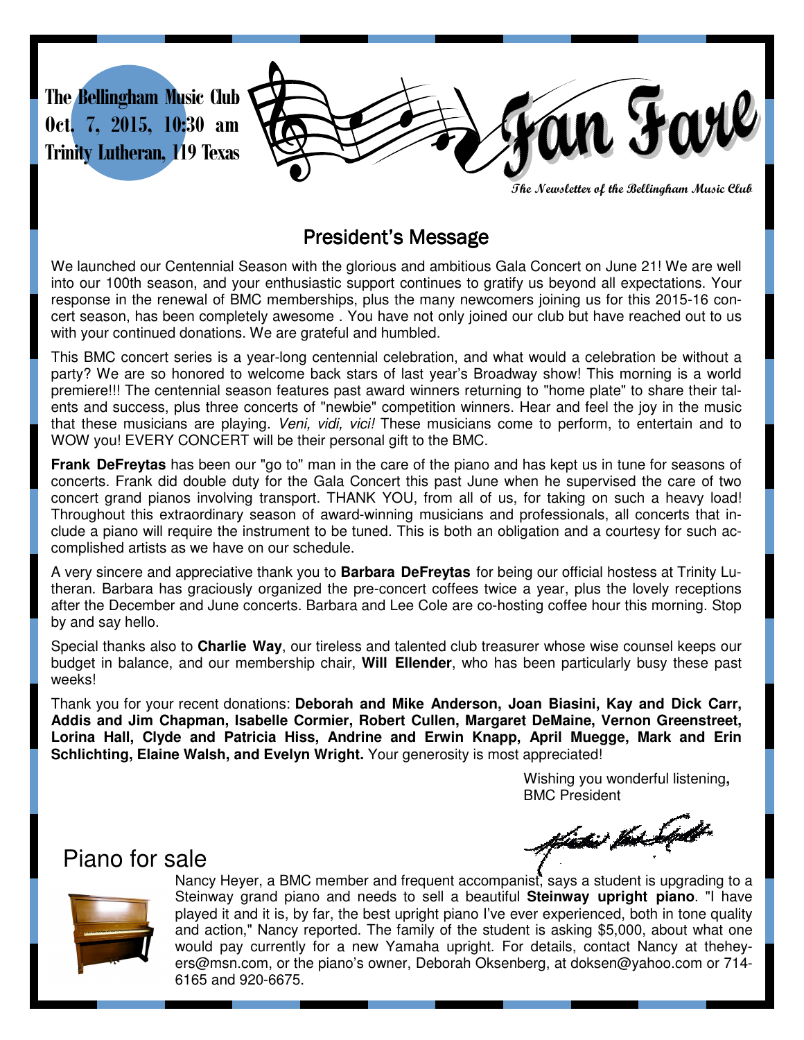The Bellingham Music Club
Oct. 7, 2015, 10:30 am
Trinity Lutheran, 119 Texas

# Fan Fare

*The Newsletter of the Bellingham Music Club*

## President's Message

We launched our Centennial Season with the glorious and ambitious Gala Concert on June 21! We are well into our 100th season, and your enthusiastic support continues to gratify us beyond all expectations. Your response in the renewal of BMC memberships, plus the many newcomers joining us for this 2015-16 concert season, has been completely awesome . You have not only joined our club but have reached out to us with your continued donations. We are grateful and humbled.

This BMC concert series is a year-long centennial celebration, and what would a celebration be without a party? We are so honored to welcome back stars of last year's Broadway show! This morning is a world premiere!!! The centennial season features past award winners returning to "home plate" to share their talents and success, plus three concerts of "newbie" competition winners. Hear and feel the joy in the music that these musicians are playing. *Veni, vidi, vici!* These musicians come to perform, to entertain and to WOW you! EVERY CONCERT will be their personal gift to the BMC.

**Frank DeFreytas** has been our "go to" man in the care of the piano and has kept us in tune for seasons of concerts. Frank did double duty for the Gala Concert this past June when he supervised the care of two concert grand pianos involving transport. THANK YOU, from all of us, for taking on such a heavy load! Throughout this extraordinary season of award-winning musicians and professionals, all concerts that include a piano will require the instrument to be tuned. This is both an obligation and a courtesy for such accomplished artists as we have on our schedule.

A very sincere and appreciative thank you to **Barbara DeFreytas** for being our official hostess at Trinity Lutheran. Barbara has graciously organized the pre-concert coffees twice a year, plus the lovely receptions after the December and June concerts. Barbara and Lee Cole are co-hosting coffee hour this morning. Stop by and say hello.

Special thanks also to **Charlie Way**, our tireless and talented club treasurer whose wise counsel keeps our budget in balance, and our membership chair, **Will Ellender**, who has been particularly busy these past weeks!

Thank you for your recent donations: **Deborah and Mike Anderson, Joan Biasini, Kay and Dick Carr, Addis and Jim Chapman, Isabelle Cormier, Robert Cullen, Margaret DeMaine, Vernon Greenstreet, Lorina Hall, Clyde and Patricia Hiss, Andrine and Erwin Knapp, April Muegge, Mark and Erin Schlichting, Elaine Walsh, and Evelyn Wright.** Your generosity is most appreciated!

Wishing you wonderful listening**,**
BMC President

## Piano for sale

Nancy Heyer, a BMC member and frequent accompanist, says a student is upgrading to a Steinway grand piano and needs to sell a beautiful **Steinway upright piano**. "I have played it and it is, by far, the best upright piano I've ever experienced, both in tone quality and action," Nancy reported. The family of the student is asking $5,000, about what one would pay currently for a new Yamaha upright. For details, contact Nancy at theheyers@msn.com, or the piano's owner, Deborah Oksenberg, at doksen@yahoo.com or 714-6165 and 920-6675.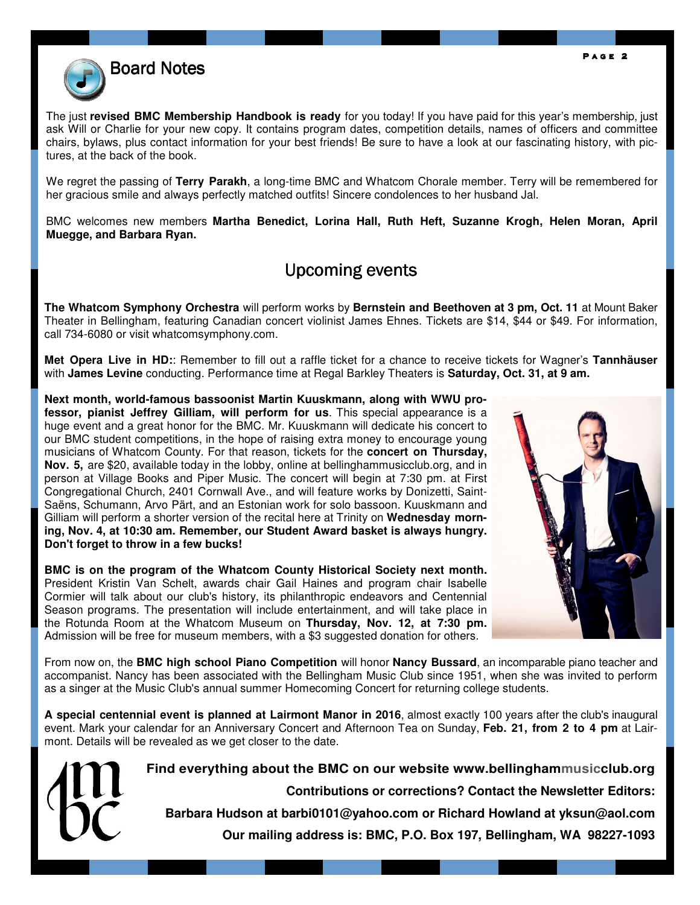## Board Notes

The just **revised BMC Membership Handbook is ready** for you today! If you have paid for this year's membership, just ask Will or Charlie for your new copy. It contains program dates, competition details, names of officers and committee chairs, bylaws, plus contact information for your best friends! Be sure to have a look at our fascinating history, with pictures, at the back of the book.

We regret the passing of **Terry Parakh**, a long-time BMC and Whatcom Chorale member. Terry will be remembered for her gracious smile and always perfectly matched outfits! Sincere condolences to her husband Jal.

BMC welcomes new members **Martha Benedict, Lorina Hall, Ruth Heft, Suzanne Krogh, Helen Moran, April Muegge, and Barbara Ryan.**

## Upcoming events

**The Whatcom Symphony Orchestra** will perform works by **Bernstein and Beethoven at 3 pm, Oct. 11** at Mount Baker Theater in Bellingham, featuring Canadian concert violinist James Ehnes. Tickets are $14, $44 or $49. For information, call 734-6080 or visit whatcomsymphony.com.

**Met Opera Live in HD:**: Remember to fill out a raffle ticket for a chance to receive tickets for Wagner's **Tannhäuser** with **James Levine** conducting. Performance time at Regal Barkley Theaters is **Saturday, Oct. 31, at 9 am.**

**Next month, world-famous bassoonist Martin Kuuskmann, along with WWU professor, pianist Jeffrey Gilliam, will perform for us**. This special appearance is a huge event and a great honor for the BMC. Mr. Kuuskmann will dedicate his concert to our BMC student competitions, in the hope of raising extra money to encourage young musicians of Whatcom County. For that reason, tickets for the **concert on Thursday, Nov. 5,** are $20, available today in the lobby, online at bellinghammusicclub.org, and in person at Village Books and Piper Music. The concert will begin at 7:30 pm. at First Congregational Church, 2401 Cornwall Ave., and will feature works by Donizetti, Saint-Saëns, Schumann, Arvo Pärt, and an Estonian work for solo bassoon. Kuuskmann and Gilliam will perform a shorter version of the recital here at Trinity on **Wednesday morning, Nov. 4, at 10:30 am. Remember, our Student Award basket is always hungry. Don't forget to throw in a few bucks!**

**BMC is on the program of the Whatcom County Historical Society next month.** President Kristin Van Schelt, awards chair Gail Haines and program chair Isabelle Cormier will talk about our club's history, its philanthropic endeavors and Centennial Season programs. The presentation will include entertainment, and will take place in the Rotunda Room at the Whatcom Museum on **Thursday, Nov. 12, at 7:30 pm.** Admission will be free for museum members, with a $3 suggested donation for others.

From now on, the **BMC high school Piano Competition** will honor **Nancy Bussard**, an incomparable piano teacher and accompanist. Nancy has been associated with the Bellingham Music Club since 1951, when she was invited to perform as a singer at the Music Club's annual summer Homecoming Concert for returning college students.

**A special centennial event is planned at Lairmont Manor in 2016**, almost exactly 100 years after the club's inaugural event. Mark your calendar for an Anniversary Concert and Afternoon Tea on Sunday, **Feb. 21, from 2 to 4 pm** at Lairmont. Details will be revealed as we get closer to the date.

**Find everything about the BMC on our website www.bellinghammusicclub.org**

**Contributions or corrections? Contact the Newsletter Editors:**

**Barbara Hudson at barbi0101@yahoo.com or Richard Howland at yksun@aol.com**

**Our mailing address is: BMC, P.O. Box 197, Bellingham, WA 98227-1093**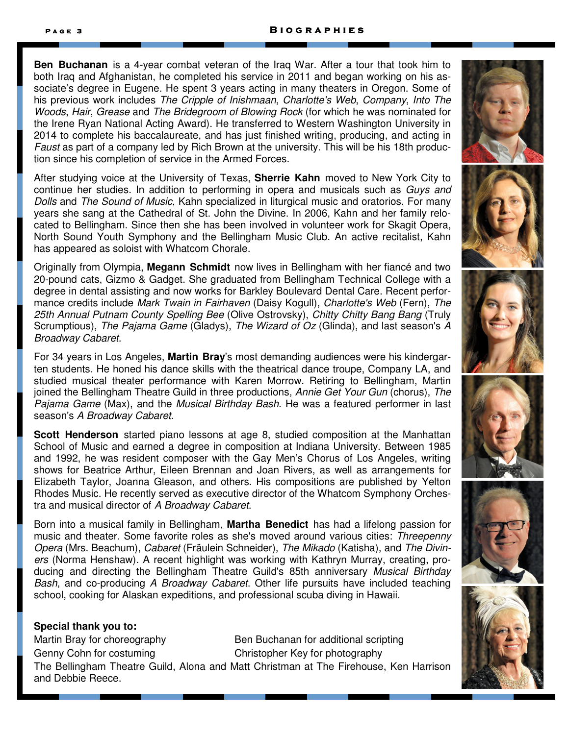**Ben Buchanan** is a 4-year combat veteran of the Iraq War. After a tour that took him to both Iraq and Afghanistan, he completed his service in 2011 and began working on his associate's degree in Eugene. He spent 3 years acting in many theaters in Oregon. Some of his previous work includes *The Cripple of Inishmaan*, *Charlotte's Web*, *Company*, *Into The Woods*, *Hair*, *Grease* and *The Bridegroom of Blowing Rock* (for which he was nominated for the Irene Ryan National Acting Award). He transferred to Western Washington University in 2014 to complete his baccalaureate, and has just finished writing, producing, and acting in *Faust* as part of a company led by Rich Brown at the university. This will be his 18th production since his completion of service in the Armed Forces.

After studying voice at the University of Texas, **Sherrie Kahn** moved to New York City to continue her studies. In addition to performing in opera and musicals such as *Guys and Dolls* and *The Sound of Music*, Kahn specialized in liturgical music and oratorios. For many years she sang at the Cathedral of St. John the Divine. In 2006, Kahn and her family relocated to Bellingham. Since then she has been involved in volunteer work for Skagit Opera, North Sound Youth Symphony and the Bellingham Music Club. An active recitalist, Kahn has appeared as soloist with Whatcom Chorale.

Originally from Olympia, **Megann Schmidt** now lives in Bellingham with her fiancé and two 20-pound cats, Gizmo & Gadget. She graduated from Bellingham Technical College with a degree in dental assisting and now works for Barkley Boulevard Dental Care. Recent performance credits include *Mark Twain in Fairhaven* (Daisy Kogull), *Charlotte's Web* (Fern), *The 25th Annual Putnam County Spelling Bee* (Olive Ostrovsky), *Chitty Chitty Bang Bang* (Truly Scrumptious), *The Pajama Game* (Gladys), *The Wizard of Oz* (Glinda), and last season's *A Broadway Cabaret*.

For 34 years in Los Angeles, **Martin Bray**'s most demanding audiences were his kindergarten students. He honed his dance skills with the theatrical dance troupe, Company LA, and studied musical theater performance with Karen Morrow. Retiring to Bellingham, Martin joined the Bellingham Theatre Guild in three productions, *Annie Get Your Gun* (chorus), *The Pajama Game* (Max), and the *Musical Birthday Bash*. He was a featured performer in last season's *A Broadway Cabaret*.

**Scott Henderson** started piano lessons at age 8, studied composition at the Manhattan School of Music and earned a degree in composition at Indiana University. Between 1985 and 1992, he was resident composer with the Gay Men's Chorus of Los Angeles, writing shows for Beatrice Arthur, Eileen Brennan and Joan Rivers, as well as arrangements for Elizabeth Taylor, Joanna Gleason, and others. His compositions are published by Yelton Rhodes Music. He recently served as executive director of the Whatcom Symphony Orchestra and musical director of *A Broadway Cabaret*.

Born into a musical family in Bellingham, **Martha Benedict** has had a lifelong passion for music and theater. Some favorite roles as she's moved around various cities: *Threepenny Opera* (Mrs. Beachum), *Cabaret* (Fräulein Schneider), *The Mikado* (Katisha), and *The Diviners* (Norma Henshaw). A recent highlight was working with Kathryn Murray, creating, producing and directing the Bellingham Theatre Guild's 85th anniversary *Musical Birthday Bash*, and co-producing *A Broadway Cabaret*. Other life pursuits have included teaching school, cooking for Alaskan expeditions, and professional scuba diving in Hawaii.

**Special thank you to:**

Martin Bray for choreography
Ben Buchanan for additional scripting
Genny Cohn for costuming
Christopher Key for photography

The Bellingham Theatre Guild, Alona and Matt Christman at The Firehouse, Ken Harrison and Debbie Reece.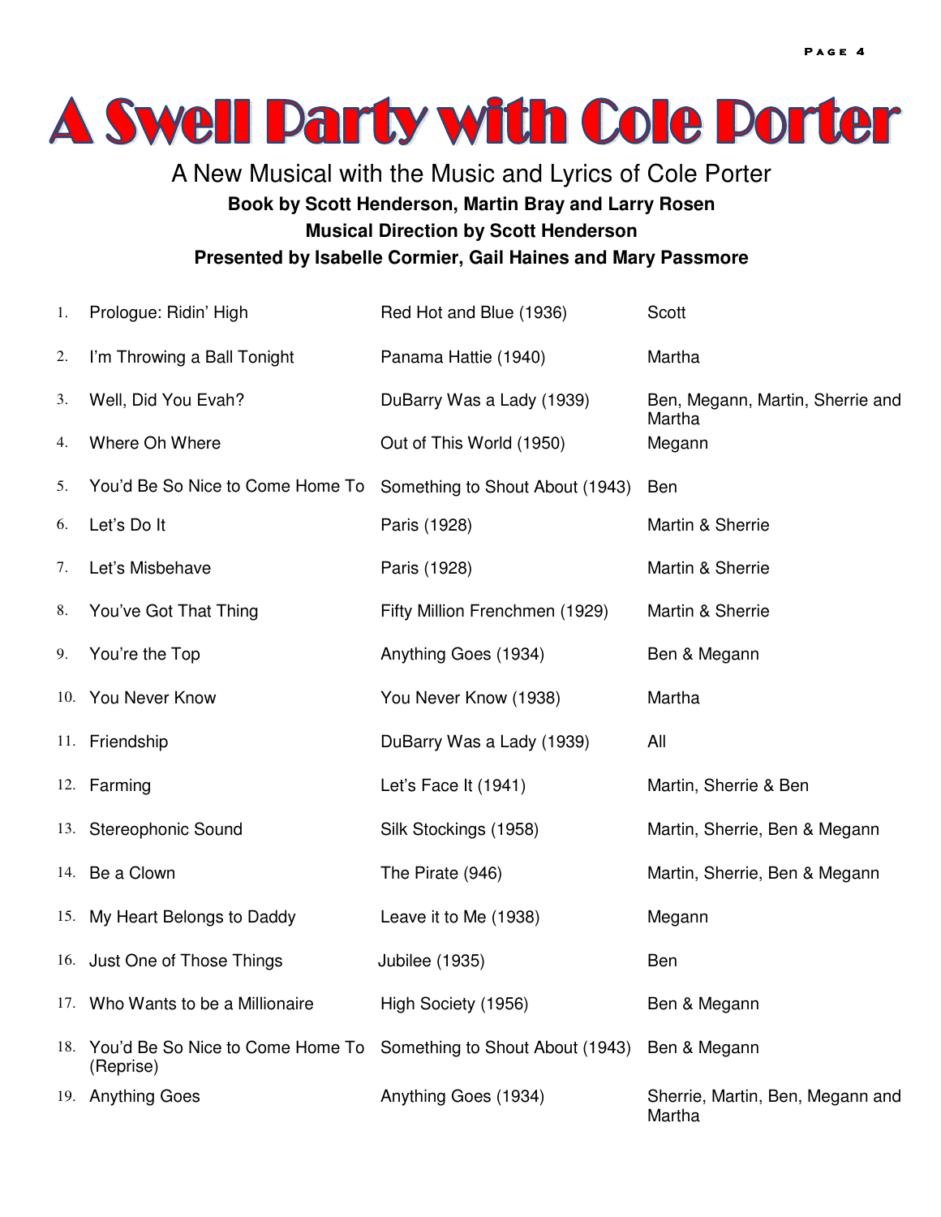# A Swell Party with Cole Porter

A New Musical with the Music and Lyrics of Cole Porter

**Book by Scott Henderson, Martin Bray and Larry Rosen**

**Musical Direction by Scott Henderson**

**Presented by Isabelle Cormier, Gail Haines and Mary Passmore**

| | | | |
|---|---|---|---|
| 1. | Prologue: Ridin' High | Red Hot and Blue (1936) | Scott |
| 2. | I'm Throwing a Ball Tonight | Panama Hattie (1940) | Martha |
| 3. | Well, Did You Evah? | DuBarry Was a Lady (1939) | Ben, Megann, Martin, Sherrie and Martha |
| 4. | Where Oh Where | Out of This World (1950) | Megann |
| 5. | You'd Be So Nice to Come Home To | Something to Shout About (1943) | Ben |
| 6. | Let's Do It | Paris (1928) | Martin & Sherrie |
| 7. | Let's Misbehave | Paris (1928) | Martin & Sherrie |
| 8. | You've Got That Thing | Fifty Million Frenchmen (1929) | Martin & Sherrie |
| 9. | You're the Top | Anything Goes (1934) | Ben & Megann |
| 10. | You Never Know | You Never Know (1938) | Martha |
| 11. | Friendship | DuBarry Was a Lady (1939) | All |
| 12. | Farming | Let's Face It (1941) | Martin, Sherrie & Ben |
| 13. | Stereophonic Sound | Silk Stockings (1958) | Martin, Sherrie, Ben & Megann |
| 14. | Be a Clown | The Pirate (946) | Martin, Sherrie, Ben & Megann |
| 15. | My Heart Belongs to Daddy | Leave it to Me (1938) | Megann |
| 16. | Just One of Those Things | Jubilee (1935) | Ben |
| 17. | Who Wants to be a Millionaire | High Society (1956) | Ben & Megann |
| 18. | You'd Be So Nice to Come Home To (Reprise) | Something to Shout About (1943) | Ben & Megann |
| 19. | Anything Goes | Anything Goes (1934) | Sherrie, Martin, Ben, Megann and Martha |